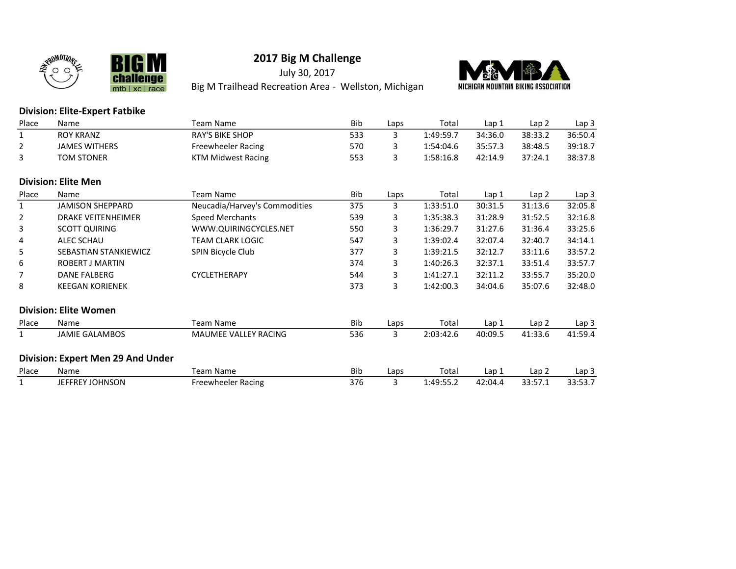# 2017 Big M Challenge

July 30, 2017

Big M Trailhead Recreation Area - Wellston, Michigan

### Division: Elite-Expert Fatbike

| Place | Name | Team Name | Bib | Laps | Total | Lap 1 | Lap 2 | Lap 3 |
|---|---|---|---|---|---|---|---|---|
| 1 | ROY KRANZ | RAY'S BIKE SHOP | 533 | 3 | 1:49:59.7 | 34:36.0 | 38:33.2 | 36:50.4 |
| 2 | JAMES WITHERS | Freewheeler Racing | 570 | 3 | 1:54:04.6 | 35:57.3 | 38:48.5 | 39:18.7 |
| 3 | TOM STONER | KTM Midwest Racing | 553 | 3 | 1:58:16.8 | 42:14.9 | 37:24.1 | 38:37.8 |

### Division: Elite Men

| Place | Name | Team Name | Bib | Laps | Total | Lap 1 | Lap 2 | Lap 3 |
|---|---|---|---|---|---|---|---|---|
| 1 | JAMISON SHEPPARD | Neucadia/Harvey's Commodities | 375 | 3 | 1:33:51.0 | 30:31.5 | 31:13.6 | 32:05.8 |
| 2 | DRAKE VEITENHEIMER | Speed Merchants | 539 | 3 | 1:35:38.3 | 31:28.9 | 31:52.5 | 32:16.8 |
| 3 | SCOTT QUIRING | WWW.QUIRINGCYCLES.NET | 550 | 3 | 1:36:29.7 | 31:27.6 | 31:36.4 | 33:25.6 |
| 4 | ALEC SCHAU | TEAM CLARK LOGIC | 547 | 3 | 1:39:02.4 | 32:07.4 | 32:40.7 | 34:14.1 |
| 5 | SEBASTIAN STANKIEWICZ | SPIN Bicycle Club | 377 | 3 | 1:39:21.5 | 32:12.7 | 33:11.6 | 33:57.2 |
| 6 | ROBERT J MARTIN | | 374 | 3 | 1:40:26.3 | 32:37.1 | 33:51.4 | 33:57.7 |
| 7 | DANE FALBERG | CYCLETHERAPY | 544 | 3 | 1:41:27.1 | 32:11.2 | 33:55.7 | 35:20.0 |
| 8 | KEEGAN KORIENEK | | 373 | 3 | 1:42:00.3 | 34:04.6 | 35:07.6 | 32:48.0 |

### Division: Elite Women

| Place | Name | Team Name | Bib | Laps | Total | Lap 1 | Lap 2 | Lap 3 |
|---|---|---|---|---|---|---|---|---|
| 1 | JAMIE GALAMBOS | MAUMEE VALLEY RACING | 536 | 3 | 2:03:42.6 | 40:09.5 | 41:33.6 | 41:59.4 |

### Division: Expert Men 29 And Under

| Place | Name | Team Name | Bib | Laps | Total | Lap 1 | Lap 2 | Lap 3 |
|---|---|---|---|---|---|---|---|---|
| 1 | JEFFREY JOHNSON | Freewheeler Racing | 376 | 3 | 1:49:55.2 | 42:04.4 | 33:57.1 | 33:53.7 |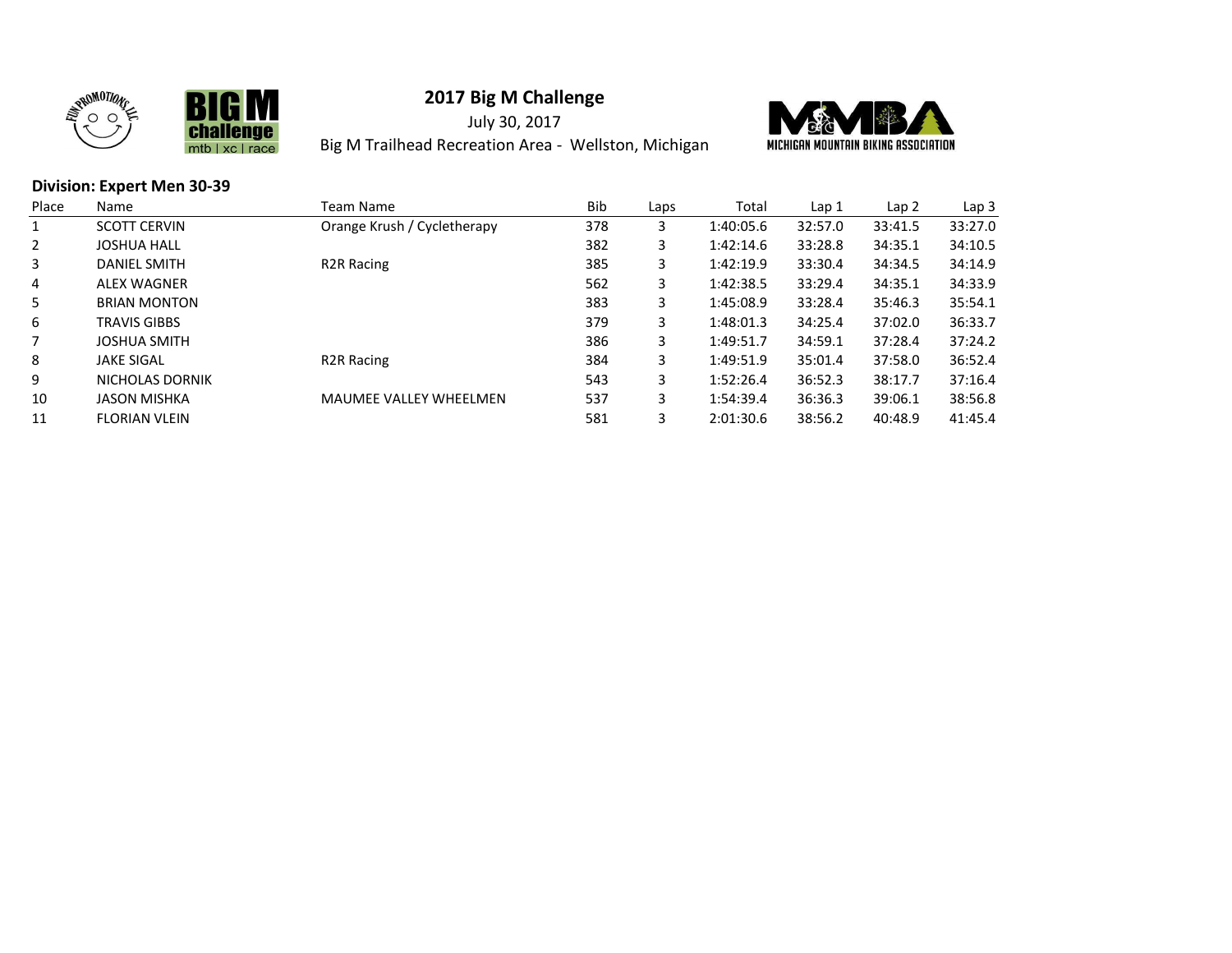# 2017 Big M Challenge

July 30, 2017

Big M Trailhead Recreation Area - Wellston, Michigan

### Division: Expert Men 30-39

| Place | Name | Team Name | Bib | Laps | Total | Lap 1 | Lap 2 | Lap 3 |
|---|---|---|---|---|---|---|---|---|
| 1 | SCOTT CERVIN | Orange Krush / Cycletherapy | 378 | 3 | 1:40:05.6 | 32:57.0 | 33:41.5 | 33:27.0 |
| 2 | JOSHUA HALL | | 382 | 3 | 1:42:14.6 | 33:28.8 | 34:35.1 | 34:10.5 |
| 3 | DANIEL SMITH | R2R Racing | 385 | 3 | 1:42:19.9 | 33:30.4 | 34:34.5 | 34:14.9 |
| 4 | ALEX WAGNER | | 562 | 3 | 1:42:38.5 | 33:29.4 | 34:35.1 | 34:33.9 |
| 5 | BRIAN MONTON | | 383 | 3 | 1:45:08.9 | 33:28.4 | 35:46.3 | 35:54.1 |
| 6 | TRAVIS GIBBS | | 379 | 3 | 1:48:01.3 | 34:25.4 | 37:02.0 | 36:33.7 |
| 7 | JOSHUA SMITH | | 386 | 3 | 1:49:51.7 | 34:59.1 | 37:28.4 | 37:24.2 |
| 8 | JAKE SIGAL | R2R Racing | 384 | 3 | 1:49:51.9 | 35:01.4 | 37:58.0 | 36:52.4 |
| 9 | NICHOLAS DORNIK | | 543 | 3 | 1:52:26.4 | 36:52.3 | 38:17.7 | 37:16.4 |
| 10 | JASON MISHKA | MAUMEE VALLEY WHEELMEN | 537 | 3 | 1:54:39.4 | 36:36.3 | 39:06.1 | 38:56.8 |
| 11 | FLORIAN VLEIN | | 581 | 3 | 2:01:30.6 | 38:56.2 | 40:48.9 | 41:45.4 |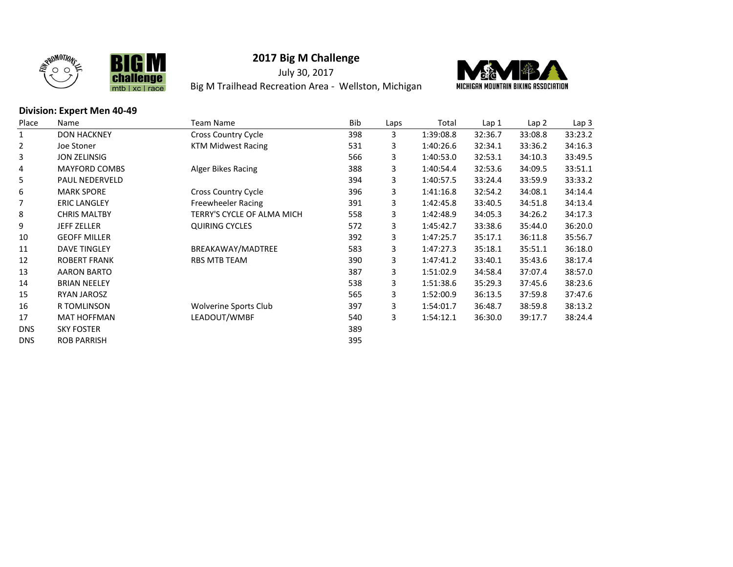# 2017 Big M Challenge

July 30, 2017

Big M Trailhead Recreation Area - Wellston, Michigan

**Division: Expert Men 40-49**

| Place | Name | Team Name | Bib | Laps | Total | Lap 1 | Lap 2 | Lap 3 |
|---|---|---|---|---|---|---|---|---|
| 1 | DON HACKNEY | Cross Country Cycle | 398 | 3 | 1:39:08.8 | 32:36.7 | 33:08.8 | 33:23.2 |
| 2 | Joe Stoner | KTM Midwest Racing | 531 | 3 | 1:40:26.6 | 32:34.1 | 33:36.2 | 34:16.3 |
| 3 | JON ZELINSIG | | 566 | 3 | 1:40:53.0 | 32:53.1 | 34:10.3 | 33:49.5 |
| 4 | MAYFORD COMBS | Alger Bikes Racing | 388 | 3 | 1:40:54.4 | 32:53.6 | 34:09.5 | 33:51.1 |
| 5 | PAUL NEDERVELD | | 394 | 3 | 1:40:57.5 | 33:24.4 | 33:59.9 | 33:33.2 |
| 6 | MARK SPORE | Cross Country Cycle | 396 | 3 | 1:41:16.8 | 32:54.2 | 34:08.1 | 34:14.4 |
| 7 | ERIC LANGLEY | Freewheeler Racing | 391 | 3 | 1:42:45.8 | 33:40.5 | 34:51.8 | 34:13.4 |
| 8 | CHRIS MALTBY | TERRY'S CYCLE OF ALMA MICH | 558 | 3 | 1:42:48.9 | 34:05.3 | 34:26.2 | 34:17.3 |
| 9 | JEFF ZELLER | QUIRING CYCLES | 572 | 3 | 1:45:42.7 | 33:38.6 | 35:44.0 | 36:20.0 |
| 10 | GEOFF MILLER | | 392 | 3 | 1:47:25.7 | 35:17.1 | 36:11.8 | 35:56.7 |
| 11 | DAVE TINGLEY | BREAKAWAY/MADTREE | 583 | 3 | 1:47:27.3 | 35:18.1 | 35:51.1 | 36:18.0 |
| 12 | ROBERT FRANK | RBS MTB TEAM | 390 | 3 | 1:47:41.2 | 33:40.1 | 35:43.6 | 38:17.4 |
| 13 | AARON BARTO | | 387 | 3 | 1:51:02.9 | 34:58.4 | 37:07.4 | 38:57.0 |
| 14 | BRIAN NEELEY | | 538 | 3 | 1:51:38.6 | 35:29.3 | 37:45.6 | 38:23.6 |
| 15 | RYAN JAROSZ | | 565 | 3 | 1:52:00.9 | 36:13.5 | 37:59.8 | 37:47.6 |
| 16 | R TOMLINSON | Wolverine Sports Club | 397 | 3 | 1:54:01.7 | 36:48.7 | 38:59.8 | 38:13.2 |
| 17 | MAT HOFFMAN | LEADOUT/WMBF | 540 | 3 | 1:54:12.1 | 36:30.0 | 39:17.7 | 38:24.4 |
| DNS | SKY FOSTER | | 389 | | | | | |
| DNS | ROB PARRISH | | 395 | | | | | |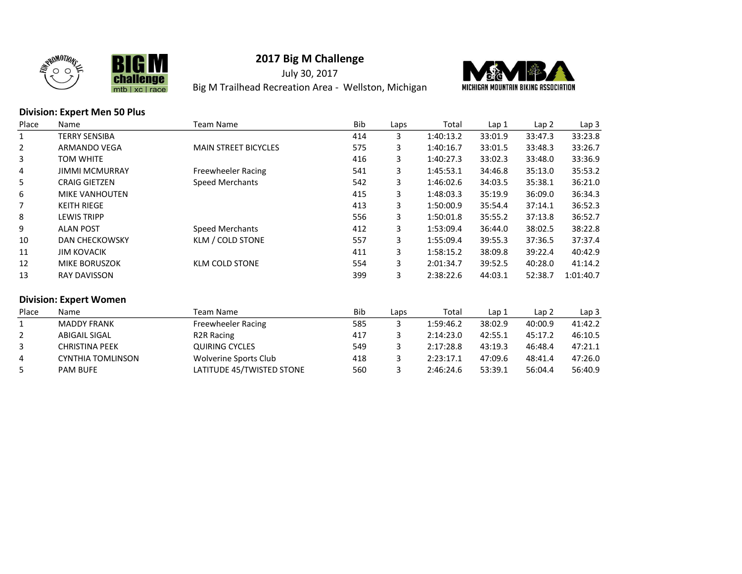# 2017 Big M Challenge

July 30, 2017

Big M Trailhead Recreation Area - Wellston, Michigan

MICHIGAN MOUNTAIN BIKING ASSOCIATION

## Division: Expert Men 50 Plus

| Place | Name | Team Name | Bib | Laps | Total | Lap 1 | Lap 2 | Lap 3 |
|---|---|---|---|---|---|---|---|---|
| 1 | TERRY SENSIBA | | 414 | 3 | 1:40:13.2 | 33:01.9 | 33:47.3 | 33:23.8 |
| 2 | ARMANDO VEGA | MAIN STREET BICYCLES | 575 | 3 | 1:40:16.7 | 33:01.5 | 33:48.3 | 33:26.7 |
| 3 | TOM WHITE | | 416 | 3 | 1:40:27.3 | 33:02.3 | 33:48.0 | 33:36.9 |
| 4 | JIMMI MCMURRAY | Freewheeler Racing | 541 | 3 | 1:45:53.1 | 34:46.8 | 35:13.0 | 35:53.2 |
| 5 | CRAIG GIETZEN | Speed Merchants | 542 | 3 | 1:46:02.6 | 34:03.5 | 35:38.1 | 36:21.0 |
| 6 | MIKE VANHOUTEN | | 415 | 3 | 1:48:03.3 | 35:19.9 | 36:09.0 | 36:34.3 |
| 7 | KEITH RIEGE | | 413 | 3 | 1:50:00.9 | 35:54.4 | 37:14.1 | 36:52.3 |
| 8 | LEWIS TRIPP | | 556 | 3 | 1:50:01.8 | 35:55.2 | 37:13.8 | 36:52.7 |
| 9 | ALAN POST | Speed Merchants | 412 | 3 | 1:53:09.4 | 36:44.0 | 38:02.5 | 38:22.8 |
| 10 | DAN CHECKOWSKY | KLM / COLD STONE | 557 | 3 | 1:55:09.4 | 39:55.3 | 37:36.5 | 37:37.4 |
| 11 | JIM KOVACIK | | 411 | 3 | 1:58:15.2 | 38:09.8 | 39:22.4 | 40:42.9 |
| 12 | MIKE BORUSZOK | KLM COLD STONE | 554 | 3 | 2:01:34.7 | 39:52.5 | 40:28.0 | 41:14.2 |
| 13 | RAY DAVISSON | | 399 | 3 | 2:38:22.6 | 44:03.1 | 52:38.7 | 1:01:40.7 |

## Division: Expert Women

| Place | Name | Team Name | Bib | Laps | Total | Lap 1 | Lap 2 | Lap 3 |
|---|---|---|---|---|---|---|---|---|
| 1 | MADDY FRANK | Freewheeler Racing | 585 | 3 | 1:59:46.2 | 38:02.9 | 40:00.9 | 41:42.2 |
| 2 | ABIGAIL SIGAL | R2R Racing | 417 | 3 | 2:14:23.0 | 42:55.1 | 45:17.2 | 46:10.5 |
| 3 | CHRISTINA PEEK | QUIRING CYCLES | 549 | 3 | 2:17:28.8 | 43:19.3 | 46:48.4 | 47:21.1 |
| 4 | CYNTHIA TOMLINSON | Wolverine Sports Club | 418 | 3 | 2:23:17.1 | 47:09.6 | 48:41.4 | 47:26.0 |
| 5 | PAM BUFE | LATITUDE 45/TWISTED STONE | 560 | 3 | 2:46:24.6 | 53:39.1 | 56:04.4 | 56:40.9 |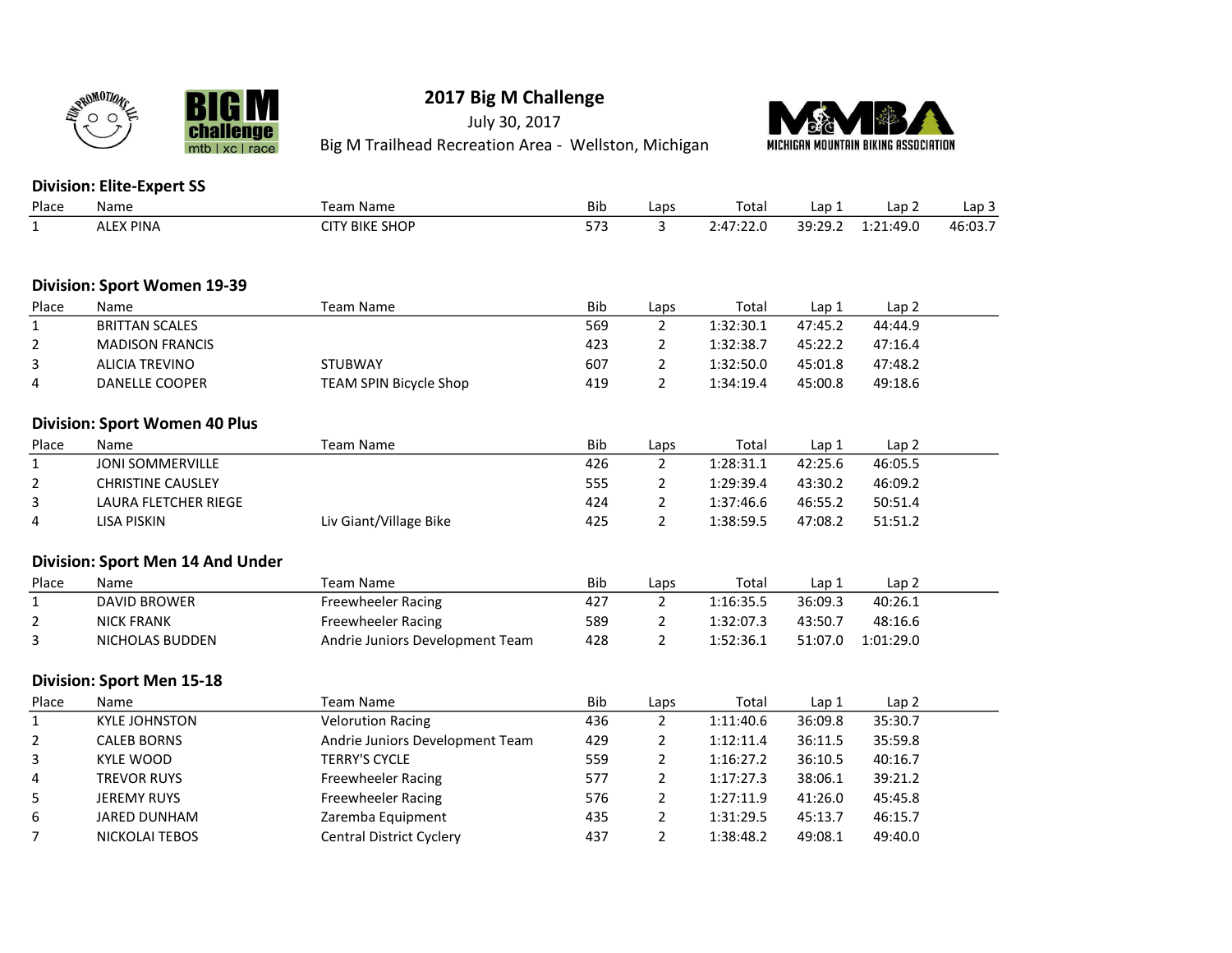# 2017 Big M Challenge

July 30, 2017

Big M Trailhead Recreation Area - Wellston, Michigan

## Division: Elite-Expert SS

| Place | Name | Team Name | Bib | Laps | Total | Lap 1 | Lap 2 | Lap 3 |
|---|---|---|---|---|---|---|---|---|
| 1 | ALEX PINA | CITY BIKE SHOP | 573 | 3 | 2:47:22.0 | 39:29.2 | 1:21:49.0 | 46:03.7 |

## Division: Sport Women 19-39

| Place | Name | Team Name | Bib | Laps | Total | Lap 1 | Lap 2 |
|---|---|---|---|---|---|---|---|
| 1 | BRITTAN SCALES | | 569 | 2 | 1:32:30.1 | 47:45.2 | 44:44.9 |
| 2 | MADISON FRANCIS | | 423 | 2 | 1:32:38.7 | 45:22.2 | 47:16.4 |
| 3 | ALICIA TREVINO | STUBWAY | 607 | 2 | 1:32:50.0 | 45:01.8 | 47:48.2 |
| 4 | DANELLE COOPER | TEAM SPIN Bicycle Shop | 419 | 2 | 1:34:19.4 | 45:00.8 | 49:18.6 |

## Division: Sport Women 40 Plus

| Place | Name | Team Name | Bib | Laps | Total | Lap 1 | Lap 2 |
|---|---|---|---|---|---|---|---|
| 1 | JONI SOMMERVILLE | | 426 | 2 | 1:28:31.1 | 42:25.6 | 46:05.5 |
| 2 | CHRISTINE CAUSLEY | | 555 | 2 | 1:29:39.4 | 43:30.2 | 46:09.2 |
| 3 | LAURA FLETCHER RIEGE | | 424 | 2 | 1:37:46.6 | 46:55.2 | 50:51.4 |
| 4 | LISA PISKIN | Liv Giant/Village Bike | 425 | 2 | 1:38:59.5 | 47:08.2 | 51:51.2 |

## Division: Sport Men 14 And Under

| Place | Name | Team Name | Bib | Laps | Total | Lap 1 | Lap 2 |
|---|---|---|---|---|---|---|---|
| 1 | DAVID BROWER | Freewheeler Racing | 427 | 2 | 1:16:35.5 | 36:09.3 | 40:26.1 |
| 2 | NICK FRANK | Freewheeler Racing | 589 | 2 | 1:32:07.3 | 43:50.7 | 48:16.6 |
| 3 | NICHOLAS BUDDEN | Andrie Juniors Development Team | 428 | 2 | 1:52:36.1 | 51:07.0 | 1:01:29.0 |

## Division: Sport Men 15-18

| Place | Name | Team Name | Bib | Laps | Total | Lap 1 | Lap 2 |
|---|---|---|---|---|---|---|---|
| 1 | KYLE JOHNSTON | Velorution Racing | 436 | 2 | 1:11:40.6 | 36:09.8 | 35:30.7 |
| 2 | CALEB BORNS | Andrie Juniors Development Team | 429 | 2 | 1:12:11.4 | 36:11.5 | 35:59.8 |
| 3 | KYLE WOOD | TERRY'S CYCLE | 559 | 2 | 1:16:27.2 | 36:10.5 | 40:16.7 |
| 4 | TREVOR RUYS | Freewheeler Racing | 577 | 2 | 1:17:27.3 | 38:06.1 | 39:21.2 |
| 5 | JEREMY RUYS | Freewheeler Racing | 576 | 2 | 1:27:11.9 | 41:26.0 | 45:45.8 |
| 6 | JARED DUNHAM | Zaremba Equipment | 435 | 2 | 1:31:29.5 | 45:13.7 | 46:15.7 |
| 7 | NICKOLAI TEBOS | Central District Cyclery | 437 | 2 | 1:38:48.2 | 49:08.1 | 49:40.0 |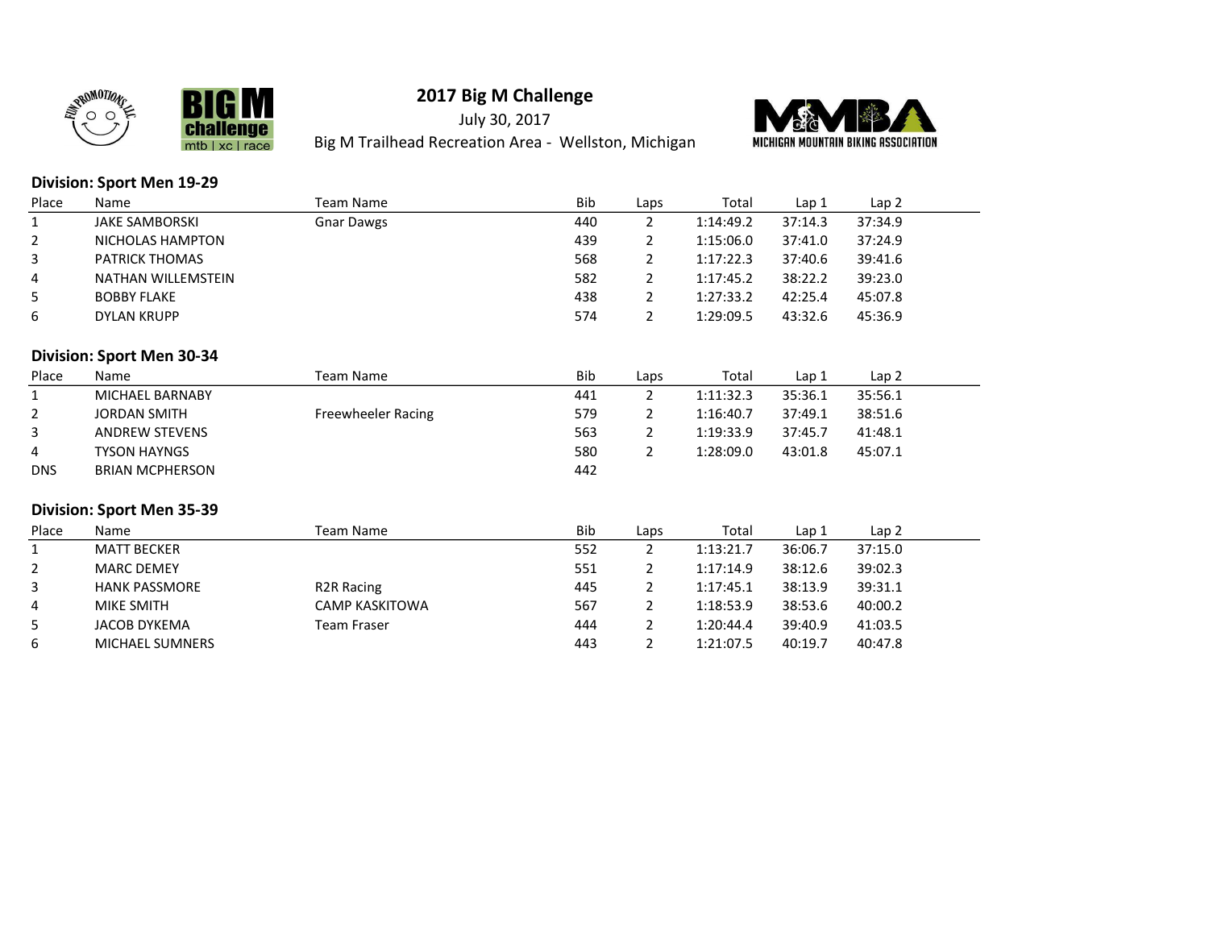# 2017 Big M Challenge

July 30, 2017

Big M Trailhead Recreation Area - Wellston, Michigan

### Division: Sport Men 19-29

| Place | Name | Team Name | Bib | Laps | Total | Lap 1 | Lap 2 |
|---|---|---|---|---|---|---|---|
| 1 | JAKE SAMBORSKI | Gnar Dawgs | 440 | 2 | 1:14:49.2 | 37:14.3 | 37:34.9 |
| 2 | NICHOLAS HAMPTON | | 439 | 2 | 1:15:06.0 | 37:41.0 | 37:24.9 |
| 3 | PATRICK THOMAS | | 568 | 2 | 1:17:22.3 | 37:40.6 | 39:41.6 |
| 4 | NATHAN WILLEMSTEIN | | 582 | 2 | 1:17:45.2 | 38:22.2 | 39:23.0 |
| 5 | BOBBY FLAKE | | 438 | 2 | 1:27:33.2 | 42:25.4 | 45:07.8 |
| 6 | DYLAN KRUPP | | 574 | 2 | 1:29:09.5 | 43:32.6 | 45:36.9 |

### Division: Sport Men 30-34

| Place | Name | Team Name | Bib | Laps | Total | Lap 1 | Lap 2 |
|---|---|---|---|---|---|---|---|
| 1 | MICHAEL BARNABY | | 441 | 2 | 1:11:32.3 | 35:36.1 | 35:56.1 |
| 2 | JORDAN SMITH | Freewheeler Racing | 579 | 2 | 1:16:40.7 | 37:49.1 | 38:51.6 |
| 3 | ANDREW STEVENS | | 563 | 2 | 1:19:33.9 | 37:45.7 | 41:48.1 |
| 4 | TYSON HAYNGS | | 580 | 2 | 1:28:09.0 | 43:01.8 | 45:07.1 |
| DNS | BRIAN MCPHERSON | | 442 | | | | |

### Division: Sport Men 35-39

| Place | Name | Team Name | Bib | Laps | Total | Lap 1 | Lap 2 |
|---|---|---|---|---|---|---|---|
| 1 | MATT BECKER | | 552 | 2 | 1:13:21.7 | 36:06.7 | 37:15.0 |
| 2 | MARC DEMEY | | 551 | 2 | 1:17:14.9 | 38:12.6 | 39:02.3 |
| 3 | HANK PASSMORE | R2R Racing | 445 | 2 | 1:17:45.1 | 38:13.9 | 39:31.1 |
| 4 | MIKE SMITH | CAMP KASKITOWA | 567 | 2 | 1:18:53.9 | 38:53.6 | 40:00.2 |
| 5 | JACOB DYKEMA | Team Fraser | 444 | 2 | 1:20:44.4 | 39:40.9 | 41:03.5 |
| 6 | MICHAEL SUMNERS | | 443 | 2 | 1:21:07.5 | 40:19.7 | 40:47.8 |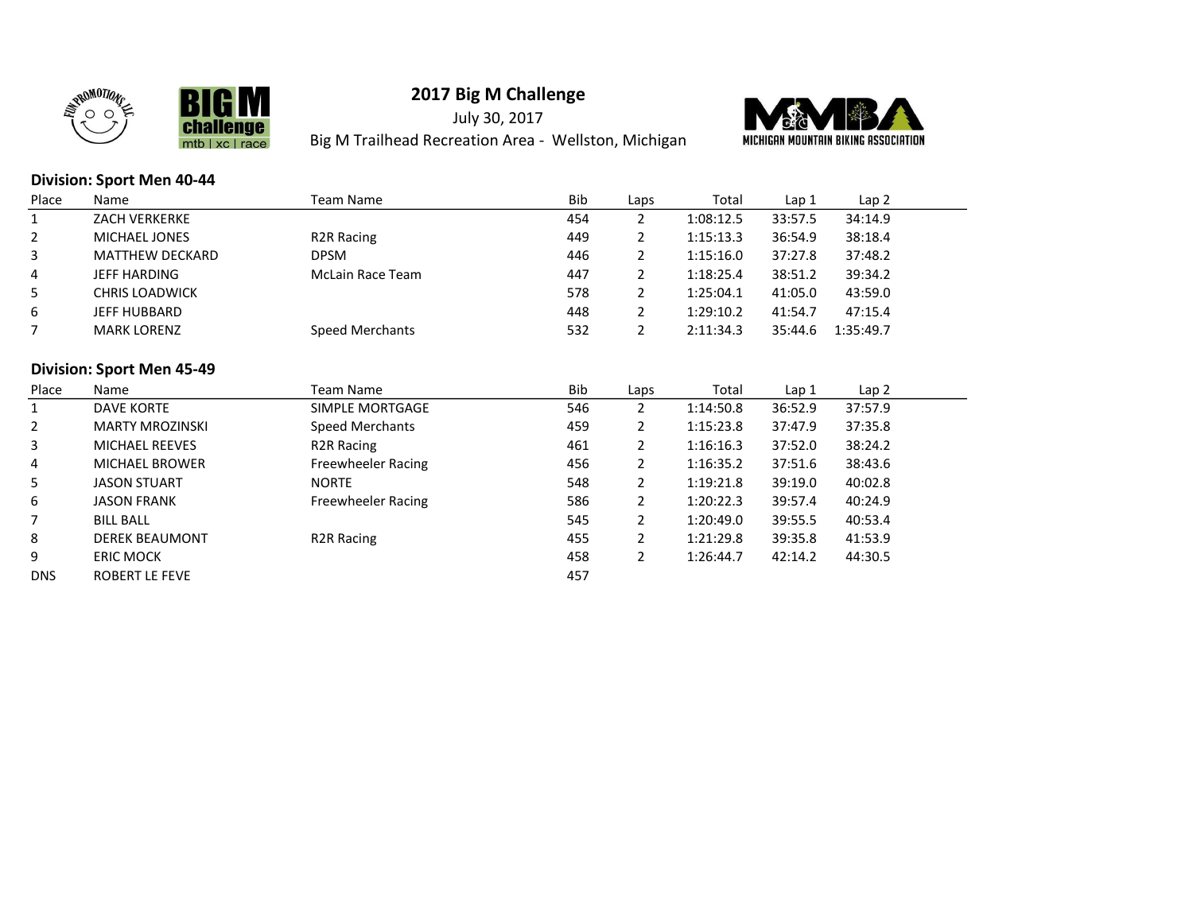# 2017 Big M Challenge

July 30, 2017

Big M Trailhead Recreation Area - Wellston, Michigan

MICHIGAN MOUNTAIN BIKING ASSOCIATION

## Division: Sport Men 40-44

| Place | Name | Team Name | Bib | Laps | Total | Lap 1 | Lap 2 |
|---|---|---|---|---|---|---|---|
| 1 | ZACH VERKERKE | | 454 | 2 | 1:08:12.5 | 33:57.5 | 34:14.9 |
| 2 | MICHAEL JONES | R2R Racing | 449 | 2 | 1:15:13.3 | 36:54.9 | 38:18.4 |
| 3 | MATTHEW DECKARD | DPSM | 446 | 2 | 1:15:16.0 | 37:27.8 | 37:48.2 |
| 4 | JEFF HARDING | McLain Race Team | 447 | 2 | 1:18:25.4 | 38:51.2 | 39:34.2 |
| 5 | CHRIS LOADWICK | | 578 | 2 | 1:25:04.1 | 41:05.0 | 43:59.0 |
| 6 | JEFF HUBBARD | | 448 | 2 | 1:29:10.2 | 41:54.7 | 47:15.4 |
| 7 | MARK LORENZ | Speed Merchants | 532 | 2 | 2:11:34.3 | 35:44.6 | 1:35:49.7 |

## Division: Sport Men 45-49

| Place | Name | Team Name | Bib | Laps | Total | Lap 1 | Lap 2 |
|---|---|---|---|---|---|---|---|
| 1 | DAVE KORTE | SIMPLE MORTGAGE | 546 | 2 | 1:14:50.8 | 36:52.9 | 37:57.9 |
| 2 | MARTY MROZINSKI | Speed Merchants | 459 | 2 | 1:15:23.8 | 37:47.9 | 37:35.8 |
| 3 | MICHAEL REEVES | R2R Racing | 461 | 2 | 1:16:16.3 | 37:52.0 | 38:24.2 |
| 4 | MICHAEL BROWER | Freewheeler Racing | 456 | 2 | 1:16:35.2 | 37:51.6 | 38:43.6 |
| 5 | JASON STUART | NORTE | 548 | 2 | 1:19:21.8 | 39:19.0 | 40:02.8 |
| 6 | JASON FRANK | Freewheeler Racing | 586 | 2 | 1:20:22.3 | 39:57.4 | 40:24.9 |
| 7 | BILL BALL | | 545 | 2 | 1:20:49.0 | 39:55.5 | 40:53.4 |
| 8 | DEREK BEAUMONT | R2R Racing | 455 | 2 | 1:21:29.8 | 39:35.8 | 41:53.9 |
| 9 | ERIC MOCK | | 458 | 2 | 1:26:44.7 | 42:14.2 | 44:30.5 |
| DNS | ROBERT LE FEVE | | 457 | | | | |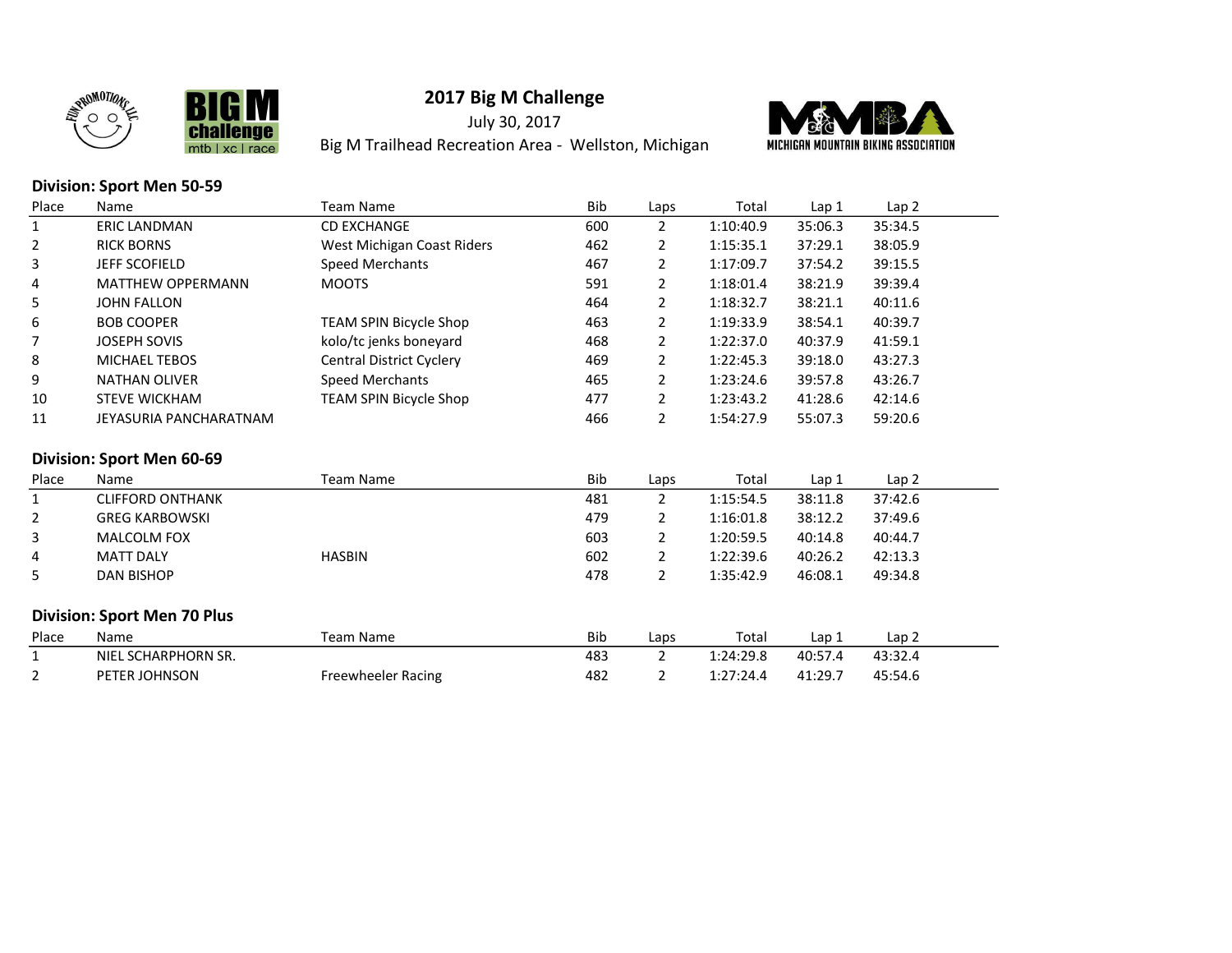# 2017 Big M Challenge

July 30, 2017

Big M Trailhead Recreation Area - Wellston, Michigan

### Division: Sport Men 50-59

| Place | Name | Team Name | Bib | Laps | Total | Lap 1 | Lap 2 |
|---|---|---|---|---|---|---|---|
| 1 | ERIC LANDMAN | CD EXCHANGE | 600 | 2 | 1:10:40.9 | 35:06.3 | 35:34.5 |
| 2 | RICK BORNS | West Michigan Coast Riders | 462 | 2 | 1:15:35.1 | 37:29.1 | 38:05.9 |
| 3 | JEFF SCOFIELD | Speed Merchants | 467 | 2 | 1:17:09.7 | 37:54.2 | 39:15.5 |
| 4 | MATTHEW OPPERMANN | MOOTS | 591 | 2 | 1:18:01.4 | 38:21.9 | 39:39.4 |
| 5 | JOHN FALLON | | 464 | 2 | 1:18:32.7 | 38:21.1 | 40:11.6 |
| 6 | BOB COOPER | TEAM SPIN Bicycle Shop | 463 | 2 | 1:19:33.9 | 38:54.1 | 40:39.7 |
| 7 | JOSEPH SOVIS | kolo/tc jenks boneyard | 468 | 2 | 1:22:37.0 | 40:37.9 | 41:59.1 |
| 8 | MICHAEL TEBOS | Central District Cyclery | 469 | 2 | 1:22:45.3 | 39:18.0 | 43:27.3 |
| 9 | NATHAN OLIVER | Speed Merchants | 465 | 2 | 1:23:24.6 | 39:57.8 | 43:26.7 |
| 10 | STEVE WICKHAM | TEAM SPIN Bicycle Shop | 477 | 2 | 1:23:43.2 | 41:28.6 | 42:14.6 |
| 11 | JEYASURIA PANCHARATNAM | | 466 | 2 | 1:54:27.9 | 55:07.3 | 59:20.6 |

### Division: Sport Men 60-69

| Place | Name | Team Name | Bib | Laps | Total | Lap 1 | Lap 2 |
|---|---|---|---|---|---|---|---|
| 1 | CLIFFORD ONTHANK | | 481 | 2 | 1:15:54.5 | 38:11.8 | 37:42.6 |
| 2 | GREG KARBOWSKI | | 479 | 2 | 1:16:01.8 | 38:12.2 | 37:49.6 |
| 3 | MALCOLM FOX | | 603 | 2 | 1:20:59.5 | 40:14.8 | 40:44.7 |
| 4 | MATT DALY | HASBIN | 602 | 2 | 1:22:39.6 | 40:26.2 | 42:13.3 |
| 5 | DAN BISHOP | | 478 | 2 | 1:35:42.9 | 46:08.1 | 49:34.8 |

### Division: Sport Men 70 Plus

| Place | Name | Team Name | Bib | Laps | Total | Lap 1 | Lap 2 |
|---|---|---|---|---|---|---|---|
| 1 | NIEL SCHARPHORN SR. | | 483 | 2 | 1:24:29.8 | 40:57.4 | 43:32.4 |
| 2 | PETER JOHNSON | Freewheeler Racing | 482 | 2 | 1:27:24.4 | 41:29.7 | 45:54.6 |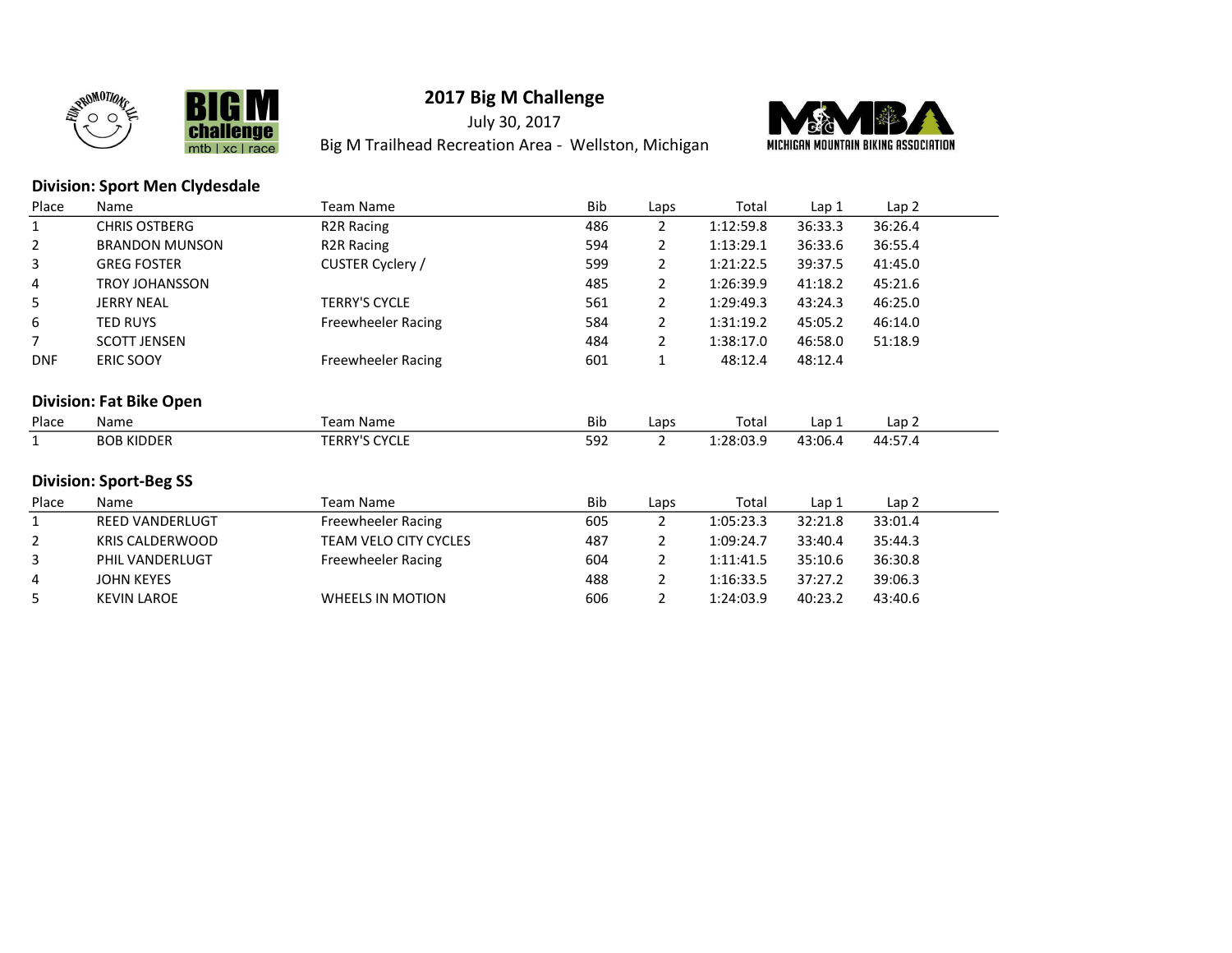# 2017 Big M Challenge

July 30, 2017

Big M Trailhead Recreation Area - Wellston, Michigan

## Division: Sport Men Clydesdale

| Place | Name | Team Name | Bib | Laps | Total | Lap 1 | Lap 2 |
|---|---|---|---|---|---|---|---|
| 1 | CHRIS OSTBERG | R2R Racing | 486 | 2 | 1:12:59.8 | 36:33.3 | 36:26.4 |
| 2 | BRANDON MUNSON | R2R Racing | 594 | 2 | 1:13:29.1 | 36:33.6 | 36:55.4 |
| 3 | GREG FOSTER | CUSTER Cyclery / | 599 | 2 | 1:21:22.5 | 39:37.5 | 41:45.0 |
| 4 | TROY JOHANSSON | | 485 | 2 | 1:26:39.9 | 41:18.2 | 45:21.6 |
| 5 | JERRY NEAL | TERRY'S CYCLE | 561 | 2 | 1:29:49.3 | 43:24.3 | 46:25.0 |
| 6 | TED RUYS | Freewheeler Racing | 584 | 2 | 1:31:19.2 | 45:05.2 | 46:14.0 |
| 7 | SCOTT JENSEN | | 484 | 2 | 1:38:17.0 | 46:58.0 | 51:18.9 |
| DNF | ERIC SOOY | Freewheeler Racing | 601 | 1 | 48:12.4 | 48:12.4 | |

## Division: Fat Bike Open

| Place | Name | Team Name | Bib | Laps | Total | Lap 1 | Lap 2 |
|---|---|---|---|---|---|---|---|
| 1 | BOB KIDDER | TERRY'S CYCLE | 592 | 2 | 1:28:03.9 | 43:06.4 | 44:57.4 |

## Division: Sport-Beg SS

| Place | Name | Team Name | Bib | Laps | Total | Lap 1 | Lap 2 |
|---|---|---|---|---|---|---|---|
| 1 | REED VANDERLUGT | Freewheeler Racing | 605 | 2 | 1:05:23.3 | 32:21.8 | 33:01.4 |
| 2 | KRIS CALDERWOOD | TEAM VELO CITY CYCLES | 487 | 2 | 1:09:24.7 | 33:40.4 | 35:44.3 |
| 3 | PHIL VANDERLUGT | Freewheeler Racing | 604 | 2 | 1:11:41.5 | 35:10.6 | 36:30.8 |
| 4 | JOHN KEYES | | 488 | 2 | 1:16:33.5 | 37:27.2 | 39:06.3 |
| 5 | KEVIN LAROE | WHEELS IN MOTION | 606 | 2 | 1:24:03.9 | 40:23.2 | 43:40.6 |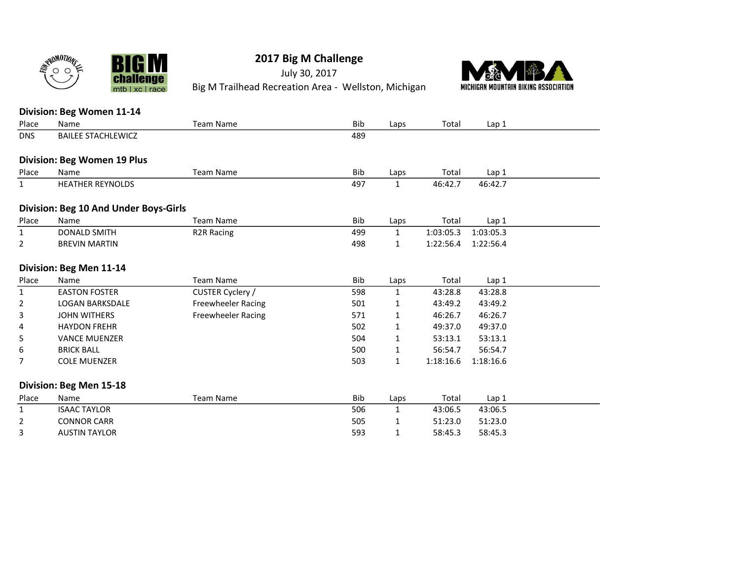# 2017 Big M Challenge

July 30, 2017

Big M Trailhead Recreation Area - Wellston, Michigan

### Division: Beg Women 11-14

| Place | Name | Team Name | Bib | Laps | Total | Lap 1 |
|---|---|---|---|---|---|---|
| DNS | BAILEE STACHLEWICZ | | 489 | | | |

### Division: Beg Women 19 Plus

| Place | Name | Team Name | Bib | Laps | Total | Lap 1 |
|---|---|---|---|---|---|---|
| 1 | HEATHER REYNOLDS | | 497 | 1 | 46:42.7 | 46:42.7 |

### Division: Beg 10 And Under Boys-Girls

| Place | Name | Team Name | Bib | Laps | Total | Lap 1 |
|---|---|---|---|---|---|---|
| 1 | DONALD SMITH | R2R Racing | 499 | 1 | 1:03:05.3 | 1:03:05.3 |
| 2 | BREVIN MARTIN | | 498 | 1 | 1:22:56.4 | 1:22:56.4 |

### Division: Beg Men 11-14

| Place | Name | Team Name | Bib | Laps | Total | Lap 1 |
|---|---|---|---|---|---|---|
| 1 | EASTON FOSTER | CUSTER Cyclery / | 598 | 1 | 43:28.8 | 43:28.8 |
| 2 | LOGAN BARKSDALE | Freewheeler Racing | 501 | 1 | 43:49.2 | 43:49.2 |
| 3 | JOHN WITHERS | Freewheeler Racing | 571 | 1 | 46:26.7 | 46:26.7 |
| 4 | HAYDON FREHR | | 502 | 1 | 49:37.0 | 49:37.0 |
| 5 | VANCE MUENZER | | 504 | 1 | 53:13.1 | 53:13.1 |
| 6 | BRICK BALL | | 500 | 1 | 56:54.7 | 56:54.7 |
| 7 | COLE MUENZER | | 503 | 1 | 1:18:16.6 | 1:18:16.6 |

### Division: Beg Men 15-18

| Place | Name | Team Name | Bib | Laps | Total | Lap 1 |
|---|---|---|---|---|---|---|
| 1 | ISAAC TAYLOR | | 506 | 1 | 43:06.5 | 43:06.5 |
| 2 | CONNOR CARR | | 505 | 1 | 51:23.0 | 51:23.0 |
| 3 | AUSTIN TAYLOR | | 593 | 1 | 58:45.3 | 58:45.3 |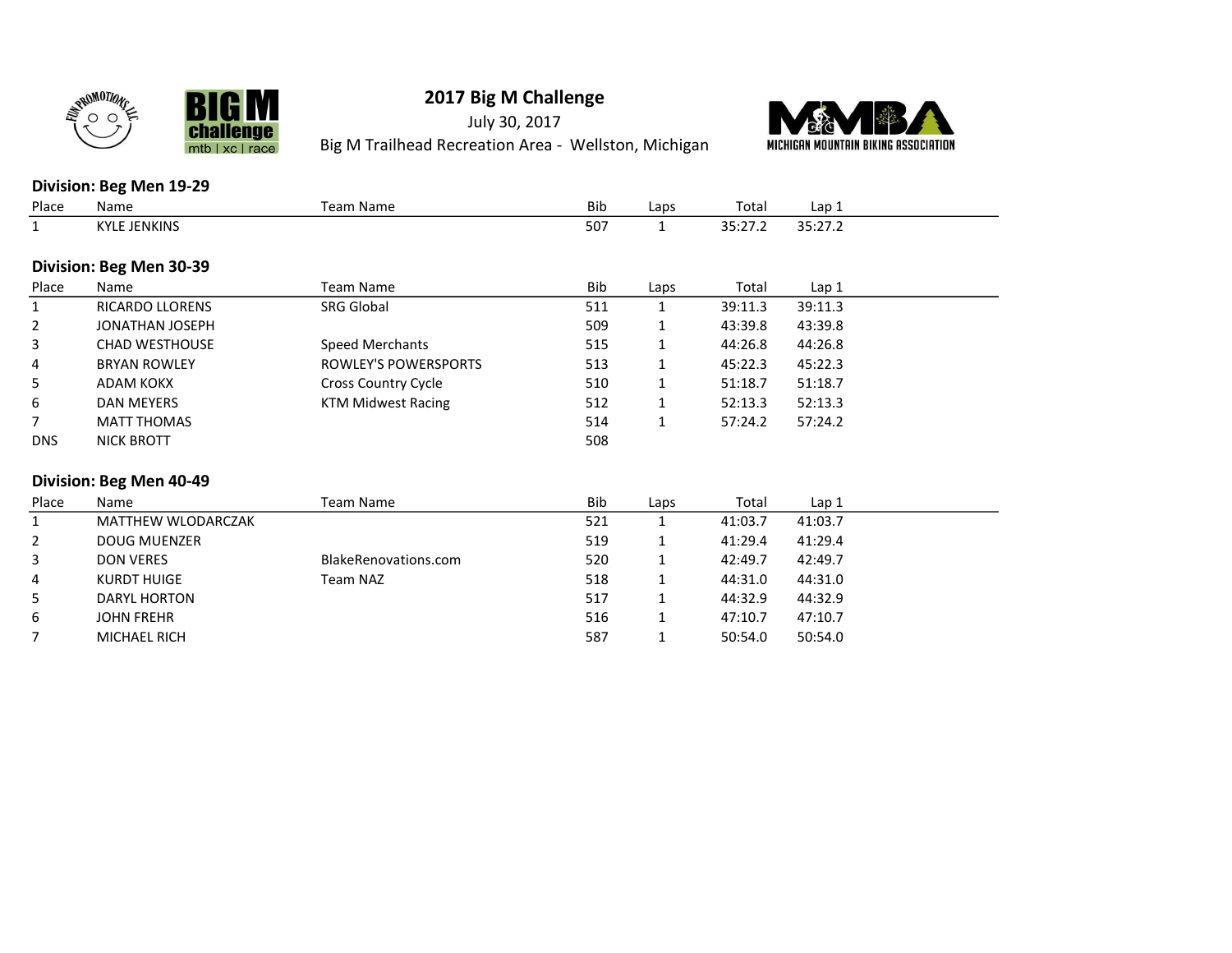# 2017 Big M Challenge

July 30, 2017

Big M Trailhead Recreation Area - Wellston, Michigan

### Division: Beg Men 19-29

| Place | Name | Team Name | Bib | Laps | Total | Lap 1 |
|---|---|---|---|---|---|---|
| 1 | KYLE JENKINS | | 507 | 1 | 35:27.2 | 35:27.2 |

### Division: Beg Men 30-39

| Place | Name | Team Name | Bib | Laps | Total | Lap 1 |
|---|---|---|---|---|---|---|
| 1 | RICARDO LLORENS | SRG Global | 511 | 1 | 39:11.3 | 39:11.3 |
| 2 | JONATHAN JOSEPH | | 509 | 1 | 43:39.8 | 43:39.8 |
| 3 | CHAD WESTHOUSE | Speed Merchants | 515 | 1 | 44:26.8 | 44:26.8 |
| 4 | BRYAN ROWLEY | ROWLEY'S POWERSPORTS | 513 | 1 | 45:22.3 | 45:22.3 |
| 5 | ADAM KOKX | Cross Country Cycle | 510 | 1 | 51:18.7 | 51:18.7 |
| 6 | DAN MEYERS | KTM Midwest Racing | 512 | 1 | 52:13.3 | 52:13.3 |
| 7 | MATT THOMAS | | 514 | 1 | 57:24.2 | 57:24.2 |
| DNS | NICK BROTT | | 508 | | | |

### Division: Beg Men 40-49

| Place | Name | Team Name | Bib | Laps | Total | Lap 1 |
|---|---|---|---|---|---|---|
| 1 | MATTHEW WLODARCZAK | | 521 | 1 | 41:03.7 | 41:03.7 |
| 2 | DOUG MUENZER | | 519 | 1 | 41:29.4 | 41:29.4 |
| 3 | DON VERES | BlakeRenovations.com | 520 | 1 | 42:49.7 | 42:49.7 |
| 4 | KURDT HUIGE | Team NAZ | 518 | 1 | 44:31.0 | 44:31.0 |
| 5 | DARYL HORTON | | 517 | 1 | 44:32.9 | 44:32.9 |
| 6 | JOHN FREHR | | 516 | 1 | 47:10.7 | 47:10.7 |
| 7 | MICHAEL RICH | | 587 | 1 | 50:54.0 | 50:54.0 |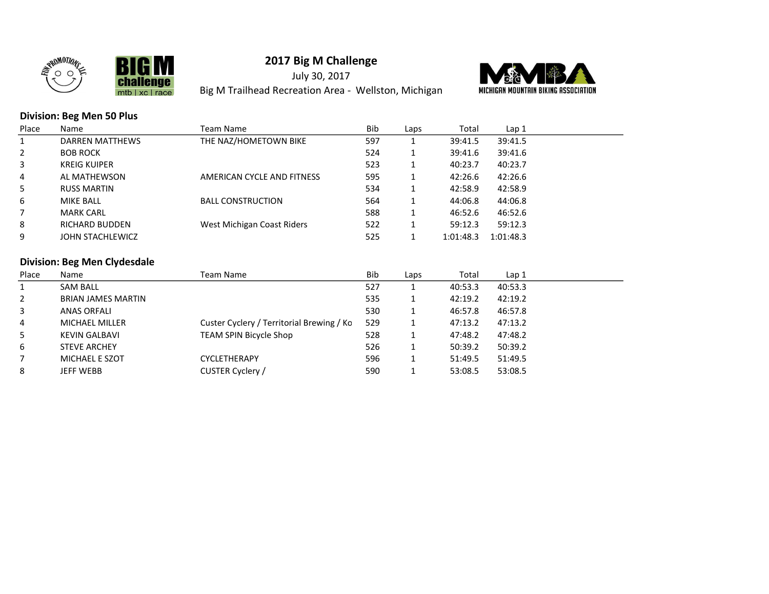## 2017 Big M Challenge

July 30, 2017

Big M Trailhead Recreation Area - Wellston, Michigan

### Division: Beg Men 50 Plus

| Place | Name | Team Name | Bib | Laps | Total | Lap 1 |
|---|---|---|---|---|---|---|
| 1 | DARREN MATTHEWS | THE NAZ/HOMETOWN BIKE | 597 | 1 | 39:41.5 | 39:41.5 |
| 2 | BOB ROCK | | 524 | 1 | 39:41.6 | 39:41.6 |
| 3 | KREIG KUIPER | | 523 | 1 | 40:23.7 | 40:23.7 |
| 4 | AL MATHEWSON | AMERICAN CYCLE AND FITNESS | 595 | 1 | 42:26.6 | 42:26.6 |
| 5 | RUSS MARTIN | | 534 | 1 | 42:58.9 | 42:58.9 |
| 6 | MIKE BALL | BALL CONSTRUCTION | 564 | 1 | 44:06.8 | 44:06.8 |
| 7 | MARK CARL | | 588 | 1 | 46:52.6 | 46:52.6 |
| 8 | RICHARD BUDDEN | West Michigan Coast Riders | 522 | 1 | 59:12.3 | 59:12.3 |
| 9 | JOHN STACHLEWICZ | | 525 | 1 | 1:01:48.3 | 1:01:48.3 |

### Division: Beg Men Clydesdale

| Place | Name | Team Name | Bib | Laps | Total | Lap 1 |
|---|---|---|---|---|---|---|
| 1 | SAM BALL | | 527 | 1 | 40:53.3 | 40:53.3 |
| 2 | BRIAN JAMES MARTIN | | 535 | 1 | 42:19.2 | 42:19.2 |
| 3 | ANAS ORFALI | | 530 | 1 | 46:57.8 | 46:57.8 |
| 4 | MICHAEL MILLER | Custer Cyclery / Territorial Brewing / Ko | 529 | 1 | 47:13.2 | 47:13.2 |
| 5 | KEVIN GALBAVI | TEAM SPIN Bicycle Shop | 528 | 1 | 47:48.2 | 47:48.2 |
| 6 | STEVE ARCHEY | | 526 | 1 | 50:39.2 | 50:39.2 |
| 7 | MICHAEL E SZOT | CYCLETHERAPY | 596 | 1 | 51:49.5 | 51:49.5 |
| 8 | JEFF WEBB | CUSTER Cyclery / | 590 | 1 | 53:08.5 | 53:08.5 |